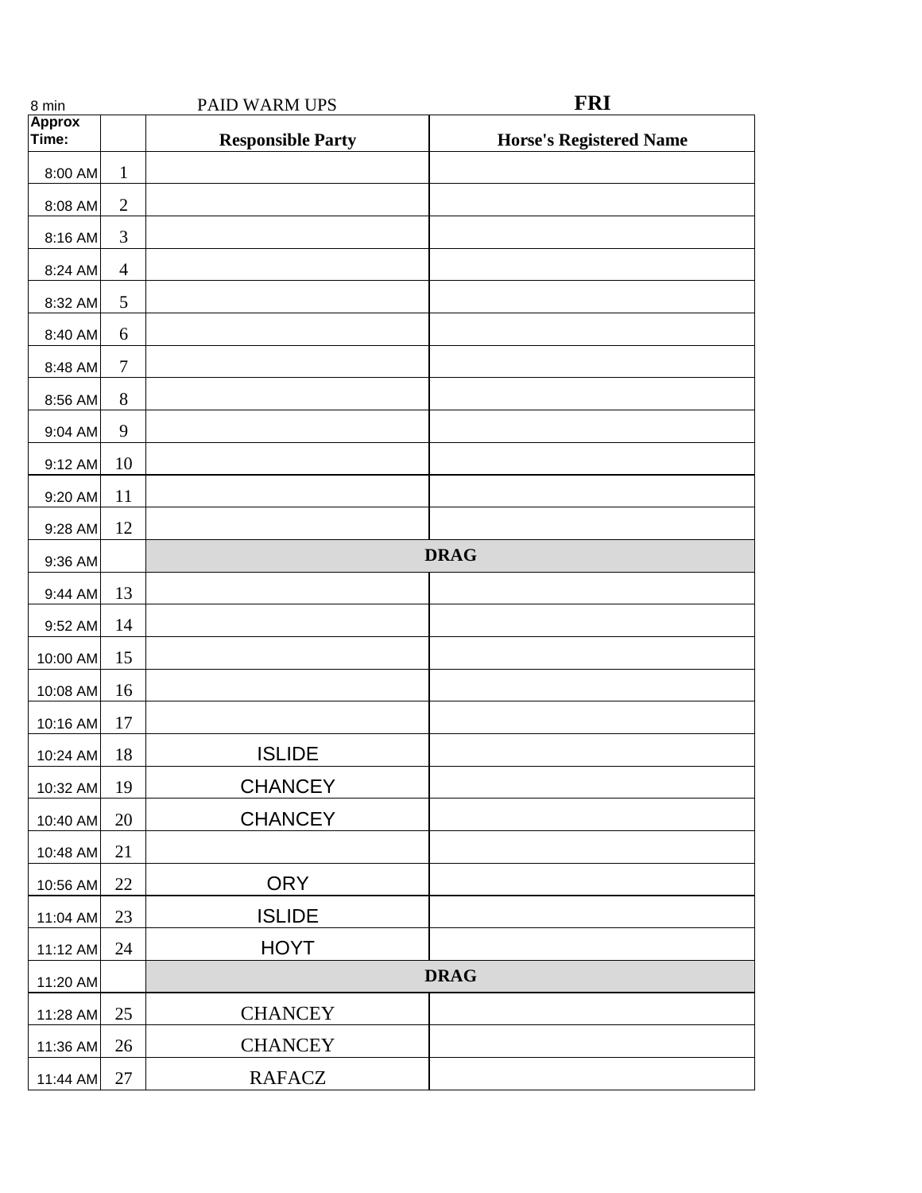8 min PAID WARM UPS **FRI**

| Approx Time: | | Responsible Party | Horse's Registered Name |
|---|---|---|---|
| 8:00 AM | 1 | | |
| 8:08 AM | 2 | | |
| 8:16 AM | 3 | | |
| 8:24 AM | 4 | | |
| 8:32 AM | 5 | | |
| 8:40 AM | 6 | | |
| 8:48 AM | 7 | | |
| 8:56 AM | 8 | | |
| 9:04 AM | 9 | | |
| 9:12 AM | 10 | | |
| 9:20 AM | 11 | | |
| 9:28 AM | 12 | | |
| 9:36 AM | | **DRAG** | |
| 9:44 AM | 13 | | |
| 9:52 AM | 14 | | |
| 10:00 AM | 15 | | |
| 10:08 AM | 16 | | |
| 10:16 AM | 17 | | |
| 10:24 AM | 18 | ISLIDE | |
| 10:32 AM | 19 | CHANCEY | |
| 10:40 AM | 20 | CHANCEY | |
| 10:48 AM | 21 | | |
| 10:56 AM | 22 | ORY | |
| 11:04 AM | 23 | ISLIDE | |
| 11:12 AM | 24 | HOYT | |
| 11:20 AM | | **DRAG** | |
| 11:28 AM | 25 | CHANCEY | |
| 11:36 AM | 26 | CHANCEY | |
| 11:44 AM | 27 | RAFACZ | |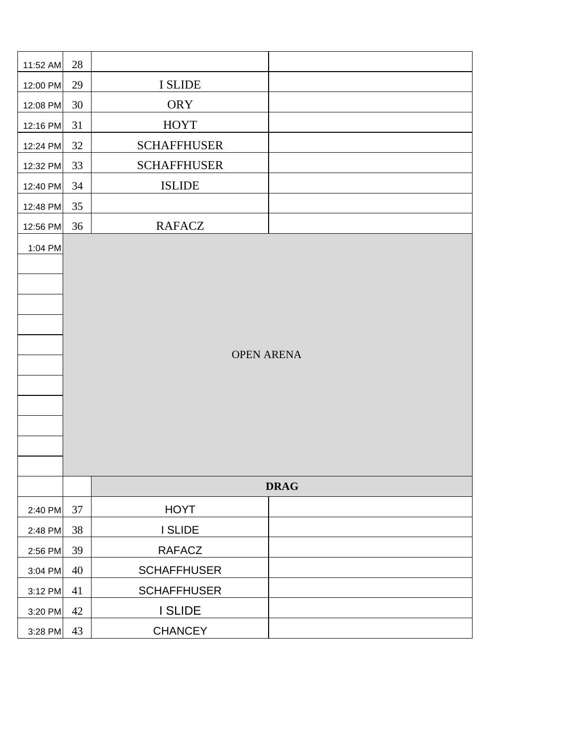| | | | |
|---|---|---|---|
| 11:52 AM | 28 | | |
| 12:00 PM | 29 | I SLIDE | |
| 12:08 PM | 30 | ORY | |
| 12:16 PM | 31 | HOYT | |
| 12:24 PM | 32 | SCHAFFHUSER | |
| 12:32 PM | 33 | SCHAFFHUSER | |
| 12:40 PM | 34 | ISLIDE | |
| 12:48 PM | 35 | | |
| 12:56 PM | 36 | RAFACZ | |
| 1:04 PM | OPEN ARENA | | |
| | | | |
| | | | |
| | | | |
| | | | |
| | | | |
| | | | |
| | | | |
| | | | |
| | | | |
| | | | |
| | | | |
| | | **DRAG** | |
| 2:40 PM | 37 | HOYT | |
| 2:48 PM | 38 | I SLIDE | |
| 2:56 PM | 39 | RAFACZ | |
| 3:04 PM | 40 | SCHAFFHUSER | |
| 3:12 PM | 41 | SCHAFFHUSER | |
| 3:20 PM | 42 | I SLIDE | |
| 3:28 PM | 43 | CHANCEY | |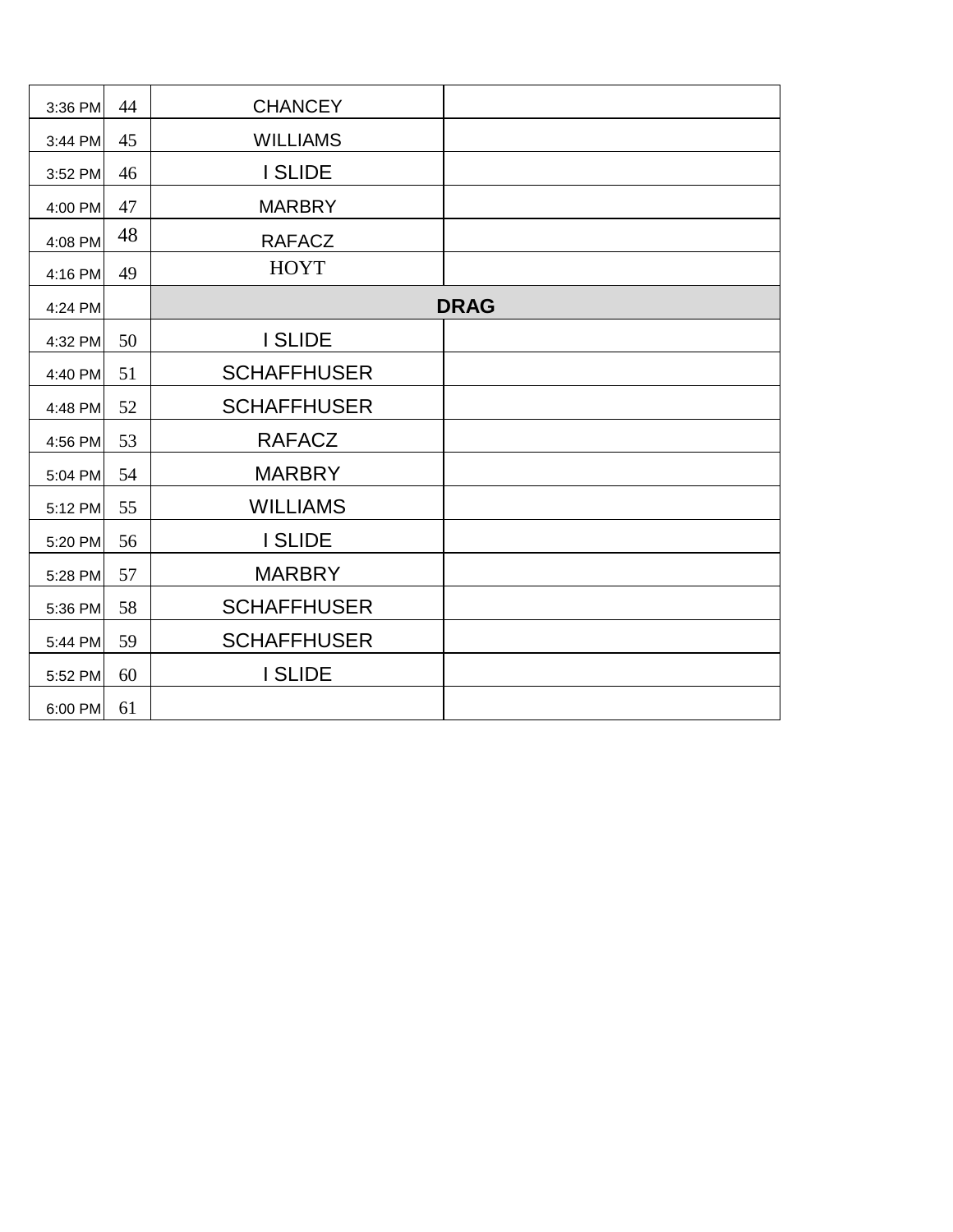| | | | |
|---|---|---|---|
| 3:36 PM | 44 | CHANCEY | |
| 3:44 PM | 45 | WILLIAMS | |
| 3:52 PM | 46 | I SLIDE | |
| 4:00 PM | 47 | MARBRY | |
| 4:08 PM | 48 | RAFACZ | |
| 4:16 PM | 49 | HOYT | |
| 4:24 PM | | **DRAG** | |
| 4:32 PM | 50 | I SLIDE | |
| 4:40 PM | 51 | SCHAFFHUSER | |
| 4:48 PM | 52 | SCHAFFHUSER | |
| 4:56 PM | 53 | RAFACZ | |
| 5:04 PM | 54 | MARBRY | |
| 5:12 PM | 55 | WILLIAMS | |
| 5:20 PM | 56 | I SLIDE | |
| 5:28 PM | 57 | MARBRY | |
| 5:36 PM | 58 | SCHAFFHUSER | |
| 5:44 PM | 59 | SCHAFFHUSER | |
| 5:52 PM | 60 | I SLIDE | |
| 6:00 PM | 61 | | |